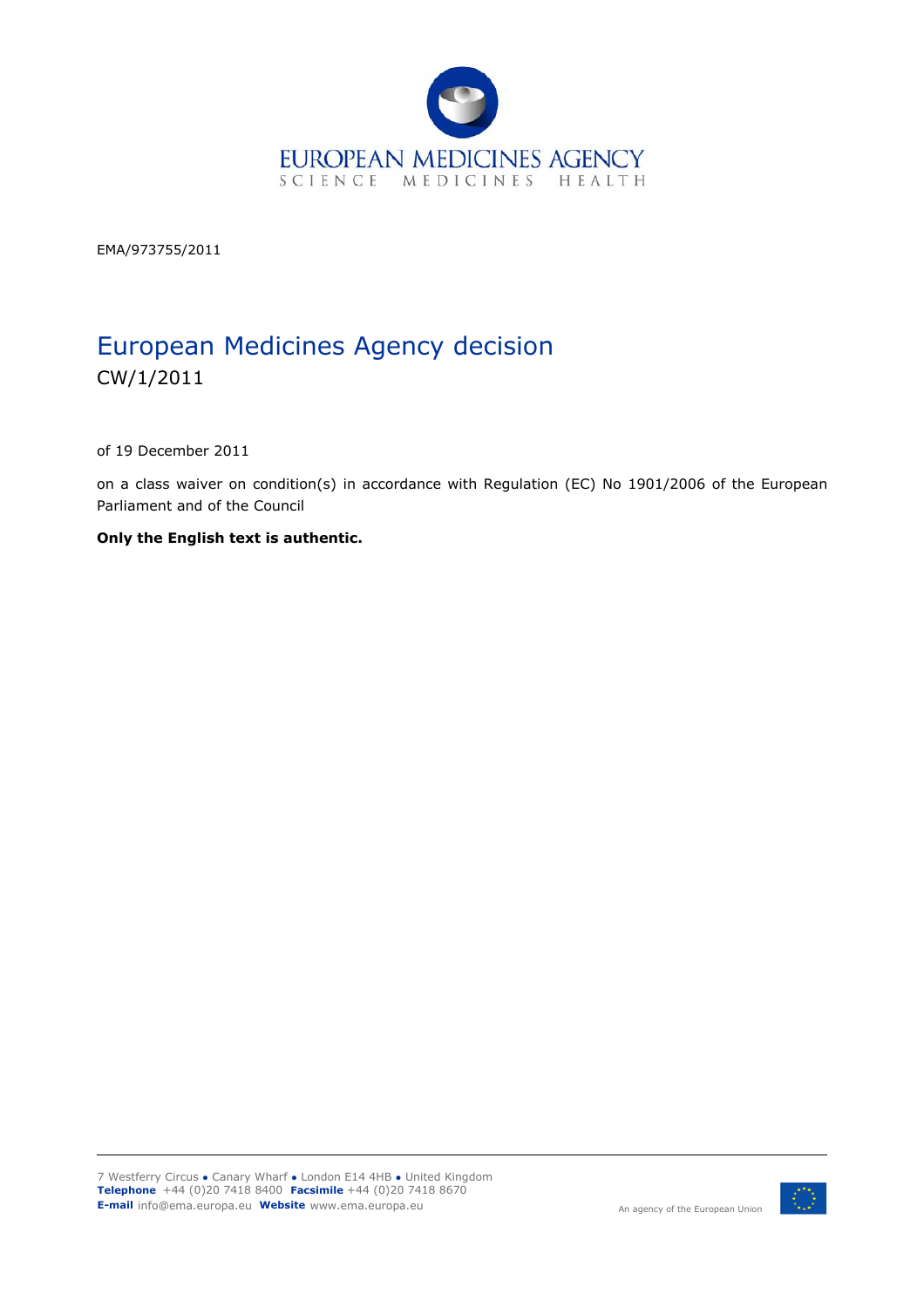EUROPEAN MEDICINES AGENCY
SCIENCE MEDICINES HEALTH

EMA/973755/2011

# European Medicines Agency decision

CW/1/2011

of 19 December 2011

on a class waiver on condition(s) in accordance with Regulation (EC) No 1901/2006 of the European Parliament and of the Council

**Only the English text is authentic.**

7 Westferry Circus ● Canary Wharf ● London E14 4HB ● United Kingdom
**Telephone** +44 (0)20 7418 8400 **Facsimile** +44 (0)20 7418 8670
**E-mail** info@ema.europa.eu **Website** www.ema.europa.eu

An agency of the European Union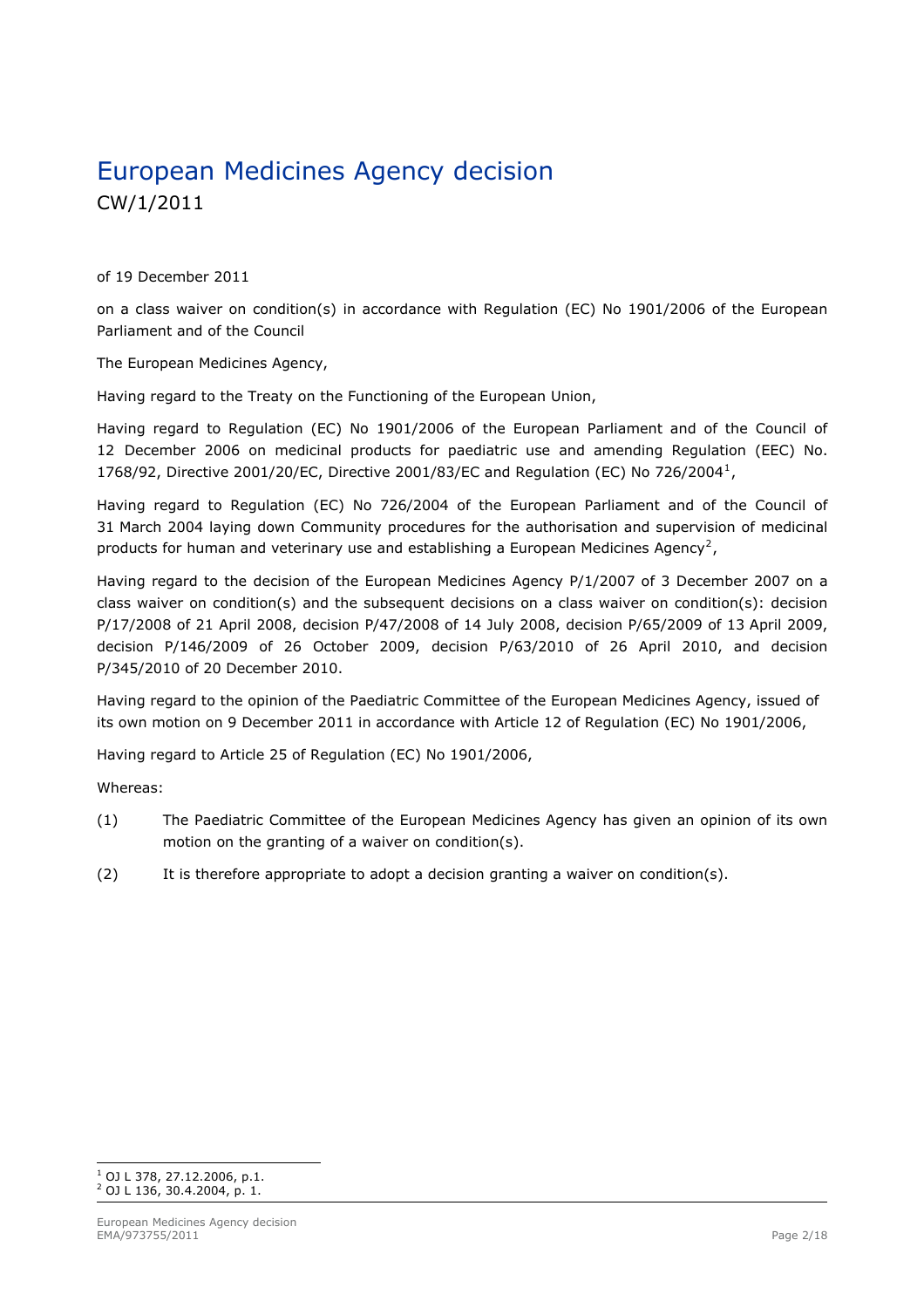# European Medicines Agency decision

CW/1/2011

of 19 December 2011

on a class waiver on condition(s) in accordance with Regulation (EC) No 1901/2006 of the European Parliament and of the Council

The European Medicines Agency,

Having regard to the Treaty on the Functioning of the European Union,

Having regard to Regulation (EC) No 1901/2006 of the European Parliament and of the Council of 12 December 2006 on medicinal products for paediatric use and amending Regulation (EEC) No. 1768/92, Directive 2001/20/EC, Directive 2001/83/EC and Regulation (EC) No 726/2004[1],

Having regard to Regulation (EC) No 726/2004 of the European Parliament and of the Council of 31 March 2004 laying down Community procedures for the authorisation and supervision of medicinal products for human and veterinary use and establishing a European Medicines Agency[2],

Having regard to the decision of the European Medicines Agency P/1/2007 of 3 December 2007 on a class waiver on condition(s) and the subsequent decisions on a class waiver on condition(s): decision P/17/2008 of 21 April 2008, decision P/47/2008 of 14 July 2008, decision P/65/2009 of 13 April 2009, decision P/146/2009 of 26 October 2009, decision P/63/2010 of 26 April 2010, and decision P/345/2010 of 20 December 2010.

Having regard to the opinion of the Paediatric Committee of the European Medicines Agency, issued of its own motion on 9 December 2011 in accordance with Article 12 of Regulation (EC) No 1901/2006,

Having regard to Article 25 of Regulation (EC) No 1901/2006,

Whereas:

(1) The Paediatric Committee of the European Medicines Agency has given an opinion of its own motion on the granting of a waiver on condition(s).

(2) It is therefore appropriate to adopt a decision granting a waiver on condition(s).

[1] OJ L 378, 27.12.2006, p.1.
[2] OJ L 136, 30.4.2004, p. 1.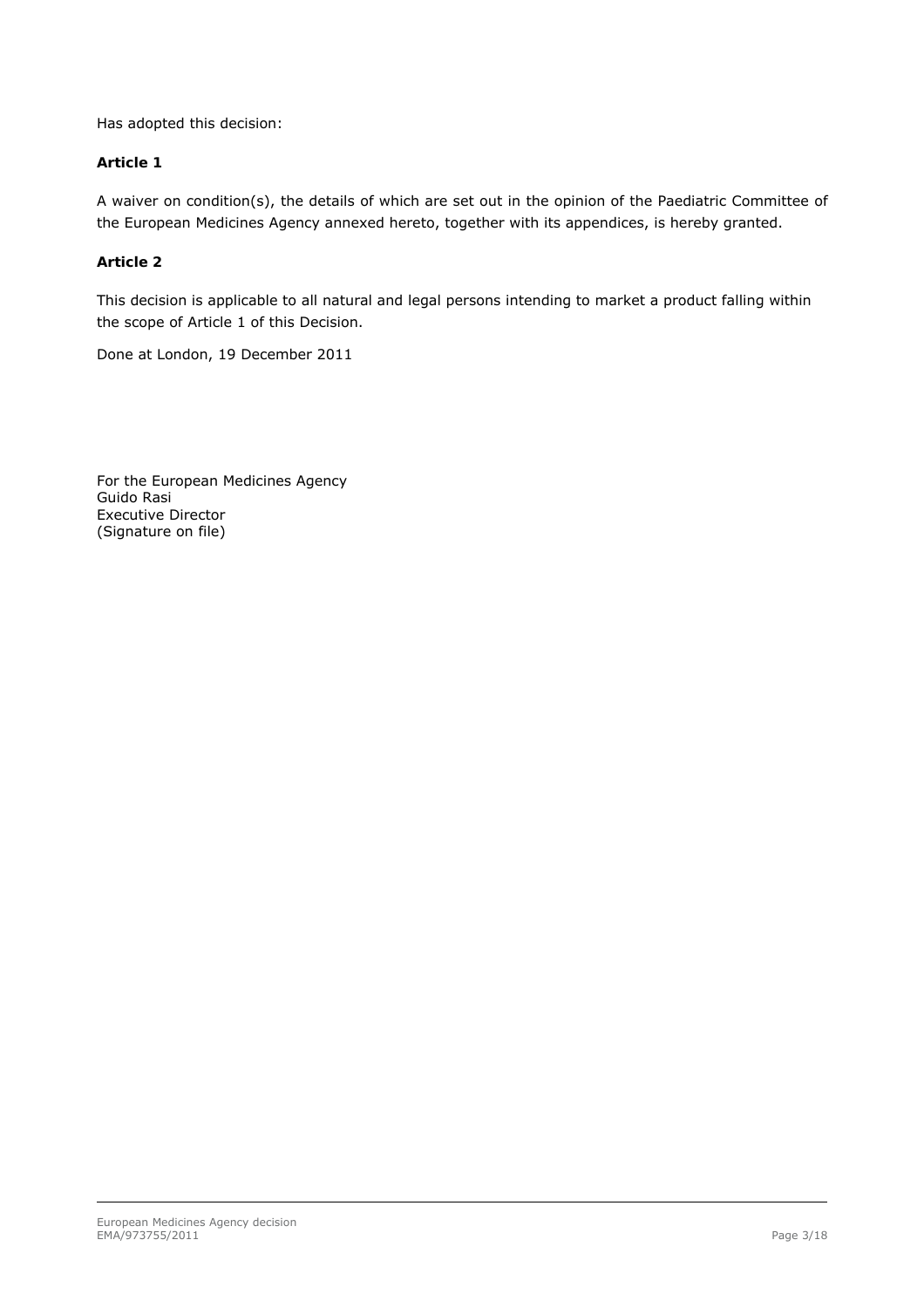Has adopted this decision:

**Article 1**

A waiver on condition(s), the details of which are set out in the opinion of the Paediatric Committee of the European Medicines Agency annexed hereto, together with its appendices, is hereby granted.

**Article 2**

This decision is applicable to all natural and legal persons intending to market a product falling within the scope of Article 1 of this Decision.

Done at London, 19 December 2011

For the European Medicines Agency
Guido Rasi
Executive Director
(Signature on file)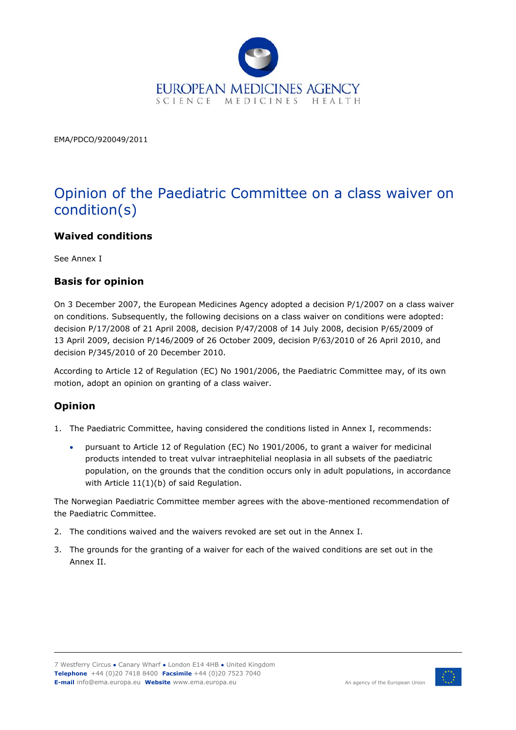EMA/PDCO/920049/2011

# Opinion of the Paediatric Committee on a class waiver on condition(s)

## Waived conditions

See Annex I

## Basis for opinion

On 3 December 2007, the European Medicines Agency adopted a decision P/1/2007 on a class waiver on conditions. Subsequently, the following decisions on a class waiver on conditions were adopted: decision P/17/2008 of 21 April 2008, decision P/47/2008 of 14 July 2008, decision P/65/2009 of 13 April 2009, decision P/146/2009 of 26 October 2009, decision P/63/2010 of 26 April 2010, and decision P/345/2010 of 20 December 2010.

According to Article 12 of Regulation (EC) No 1901/2006, the Paediatric Committee may, of its own motion, adopt an opinion on granting of a class waiver.

## Opinion

1. The Paediatric Committee, having considered the conditions listed in Annex I, recommends:
   - pursuant to Article 12 of Regulation (EC) No 1901/2006, to grant a waiver for medicinal products intended to treat vulvar intraephitelial neoplasia in all subsets of the paediatric population, on the grounds that the condition occurs only in adult populations, in accordance with Article 11(1)(b) of said Regulation.

The Norwegian Paediatric Committee member agrees with the above-mentioned recommendation of the Paediatric Committee.

2. The conditions waived and the waivers revoked are set out in the Annex I.
3. The grounds for the granting of a waiver for each of the waived conditions are set out in the Annex II.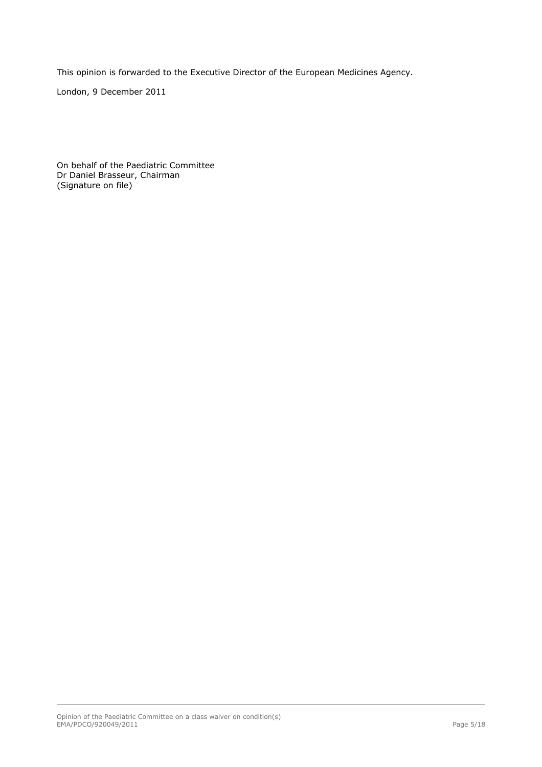This opinion is forwarded to the Executive Director of the European Medicines Agency.

London, 9 December 2011

On behalf of the Paediatric Committee
Dr Daniel Brasseur, Chairman
(Signature on file)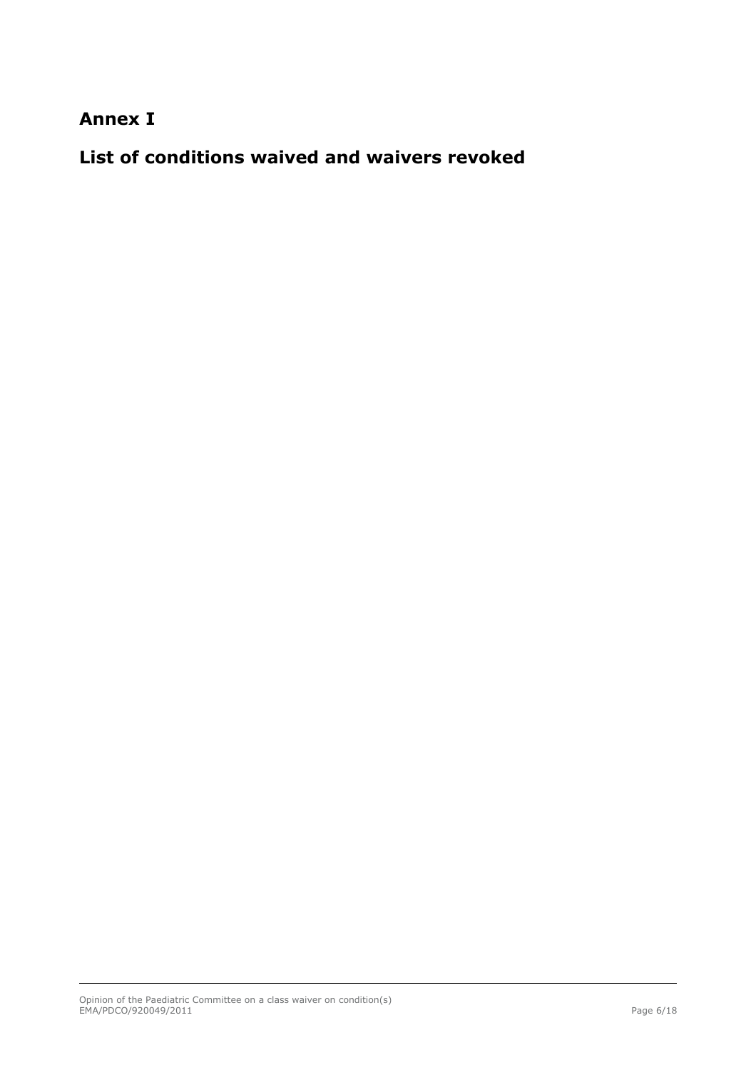# Annex I

# List of conditions waived and waivers revoked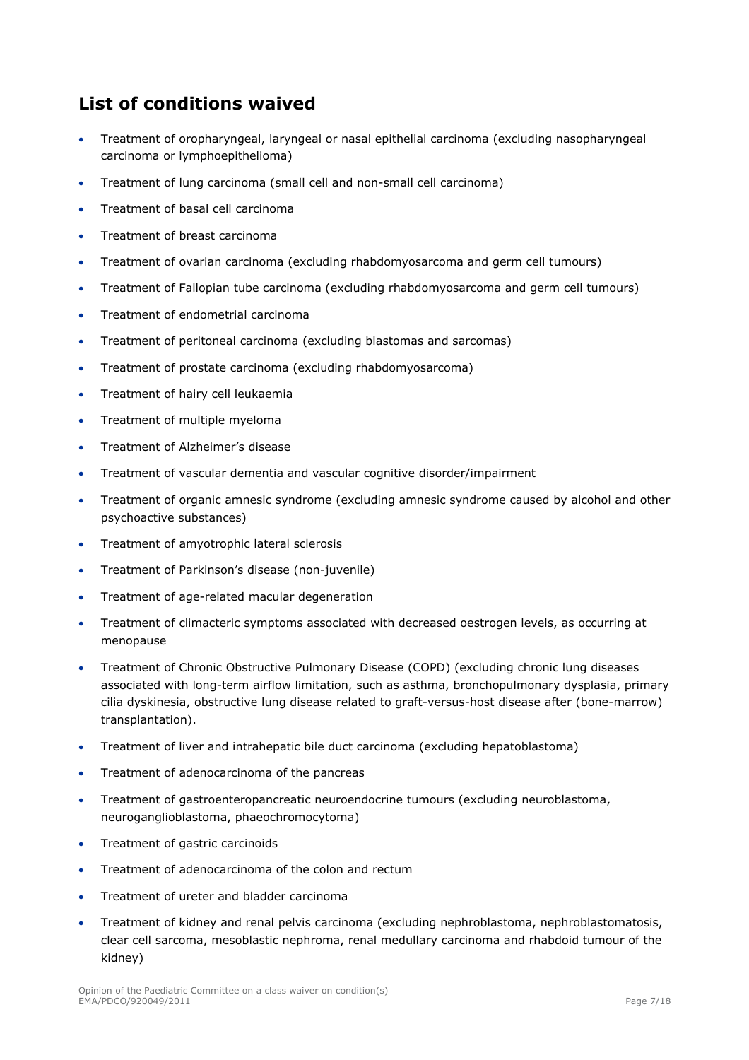## List of conditions waived

- Treatment of oropharyngeal, laryngeal or nasal epithelial carcinoma (excluding nasopharyngeal carcinoma or lymphoepithelioma)
- Treatment of lung carcinoma (small cell and non-small cell carcinoma)
- Treatment of basal cell carcinoma
- Treatment of breast carcinoma
- Treatment of ovarian carcinoma (excluding rhabdomyosarcoma and germ cell tumours)
- Treatment of Fallopian tube carcinoma (excluding rhabdomyosarcoma and germ cell tumours)
- Treatment of endometrial carcinoma
- Treatment of peritoneal carcinoma (excluding blastomas and sarcomas)
- Treatment of prostate carcinoma (excluding rhabdomyosarcoma)
- Treatment of hairy cell leukaemia
- Treatment of multiple myeloma
- Treatment of Alzheimer's disease
- Treatment of vascular dementia and vascular cognitive disorder/impairment
- Treatment of organic amnesic syndrome (excluding amnesic syndrome caused by alcohol and other psychoactive substances)
- Treatment of amyotrophic lateral sclerosis
- Treatment of Parkinson's disease (non-juvenile)
- Treatment of age-related macular degeneration
- Treatment of climacteric symptoms associated with decreased oestrogen levels, as occurring at menopause
- Treatment of Chronic Obstructive Pulmonary Disease (COPD) (excluding chronic lung diseases associated with long-term airflow limitation, such as asthma, bronchopulmonary dysplasia, primary cilia dyskinesia, obstructive lung disease related to graft-versus-host disease after (bone-marrow) transplantation).
- Treatment of liver and intrahepatic bile duct carcinoma (excluding hepatoblastoma)
- Treatment of adenocarcinoma of the pancreas
- Treatment of gastroenteropancreatic neuroendocrine tumours (excluding neuroblastoma, neuroganglioblastoma, phaeochromocytoma)
- Treatment of gastric carcinoids
- Treatment of adenocarcinoma of the colon and rectum
- Treatment of ureter and bladder carcinoma
- Treatment of kidney and renal pelvis carcinoma (excluding nephroblastoma, nephroblastomatosis, clear cell sarcoma, mesoblastic nephroma, renal medullary carcinoma and rhabdoid tumour of the kidney)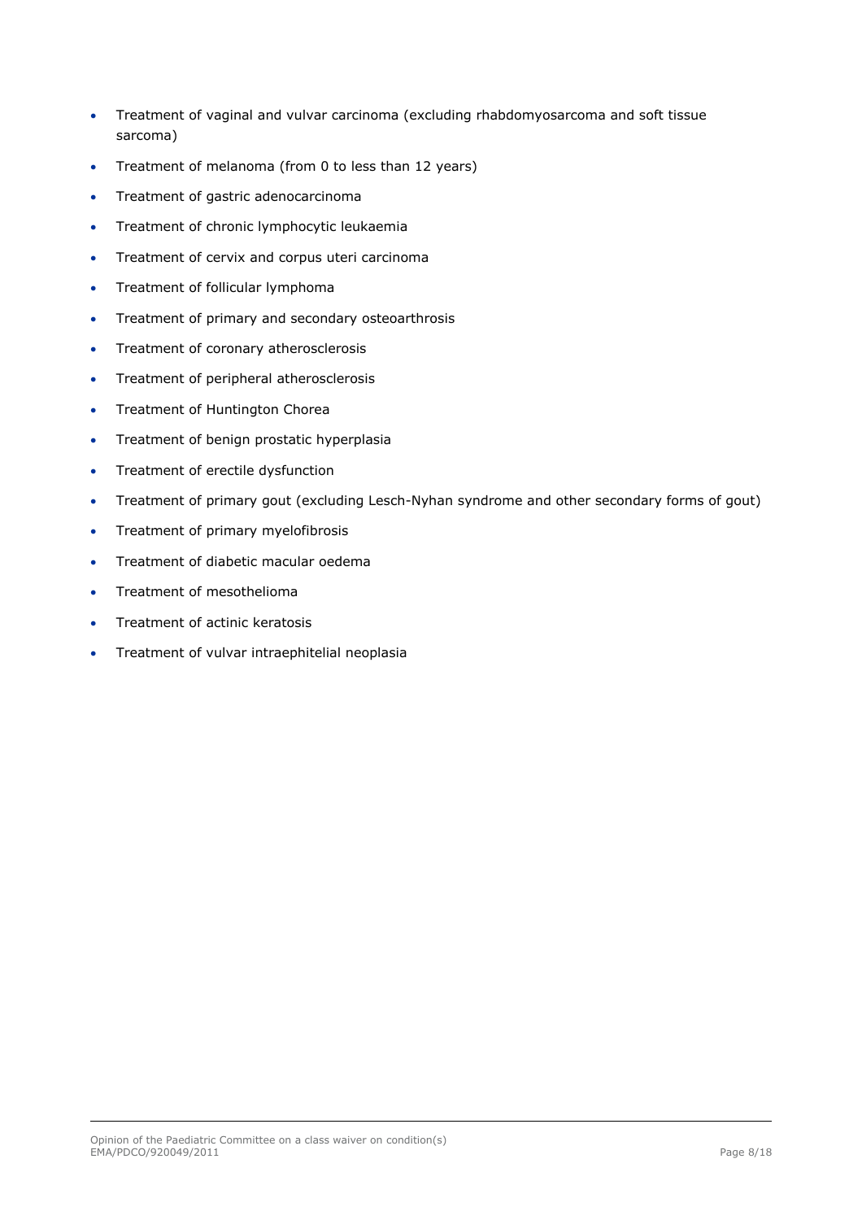- Treatment of vaginal and vulvar carcinoma (excluding rhabdomyosarcoma and soft tissue sarcoma)
- Treatment of melanoma (from 0 to less than 12 years)
- Treatment of gastric adenocarcinoma
- Treatment of chronic lymphocytic leukaemia
- Treatment of cervix and corpus uteri carcinoma
- Treatment of follicular lymphoma
- Treatment of primary and secondary osteoarthrosis
- Treatment of coronary atherosclerosis
- Treatment of peripheral atherosclerosis
- Treatment of Huntington Chorea
- Treatment of benign prostatic hyperplasia
- Treatment of erectile dysfunction
- Treatment of primary gout (excluding Lesch-Nyhan syndrome and other secondary forms of gout)
- Treatment of primary myelofibrosis
- Treatment of diabetic macular oedema
- Treatment of mesothelioma
- Treatment of actinic keratosis
- Treatment of vulvar intraephitelial neoplasia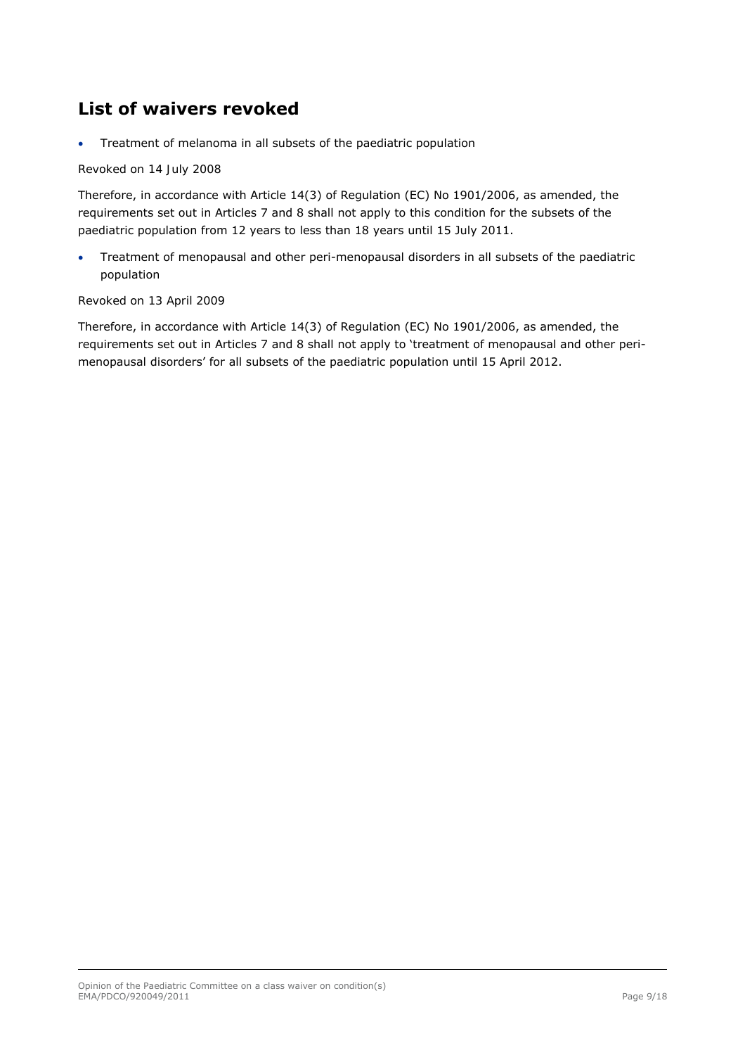## List of waivers revoked

- Treatment of melanoma in all subsets of the paediatric population

Revoked on 14 July 2008

Therefore, in accordance with Article 14(3) of Regulation (EC) No 1901/2006, as amended, the requirements set out in Articles 7 and 8 shall not apply to this condition for the subsets of the paediatric population from 12 years to less than 18 years until 15 July 2011.

- Treatment of menopausal and other peri-menopausal disorders in all subsets of the paediatric population

Revoked on 13 April 2009

Therefore, in accordance with Article 14(3) of Regulation (EC) No 1901/2006, as amended, the requirements set out in Articles 7 and 8 shall not apply to 'treatment of menopausal and other peri-menopausal disorders' for all subsets of the paediatric population until 15 April 2012.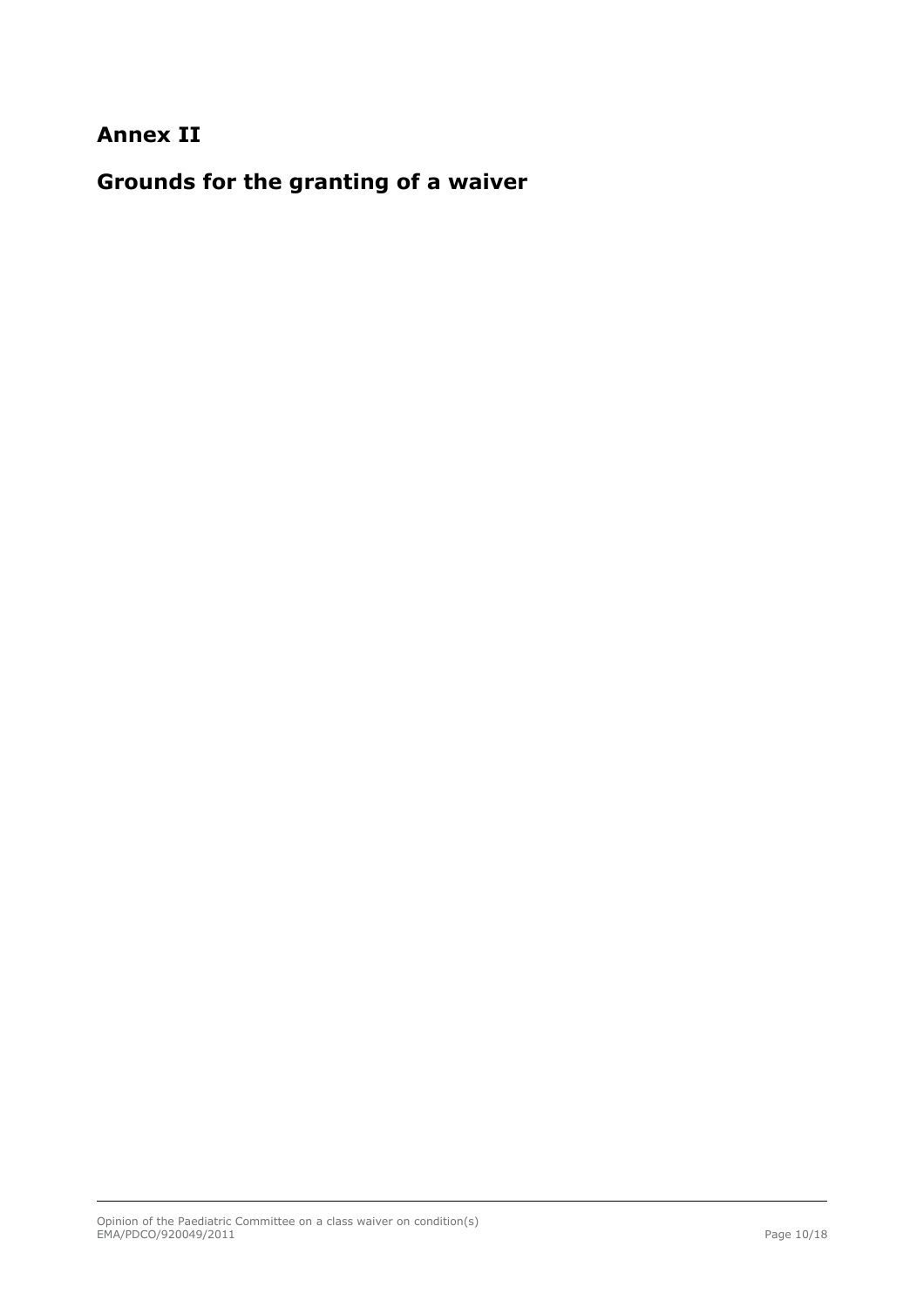# Annex II

# Grounds for the granting of a waiver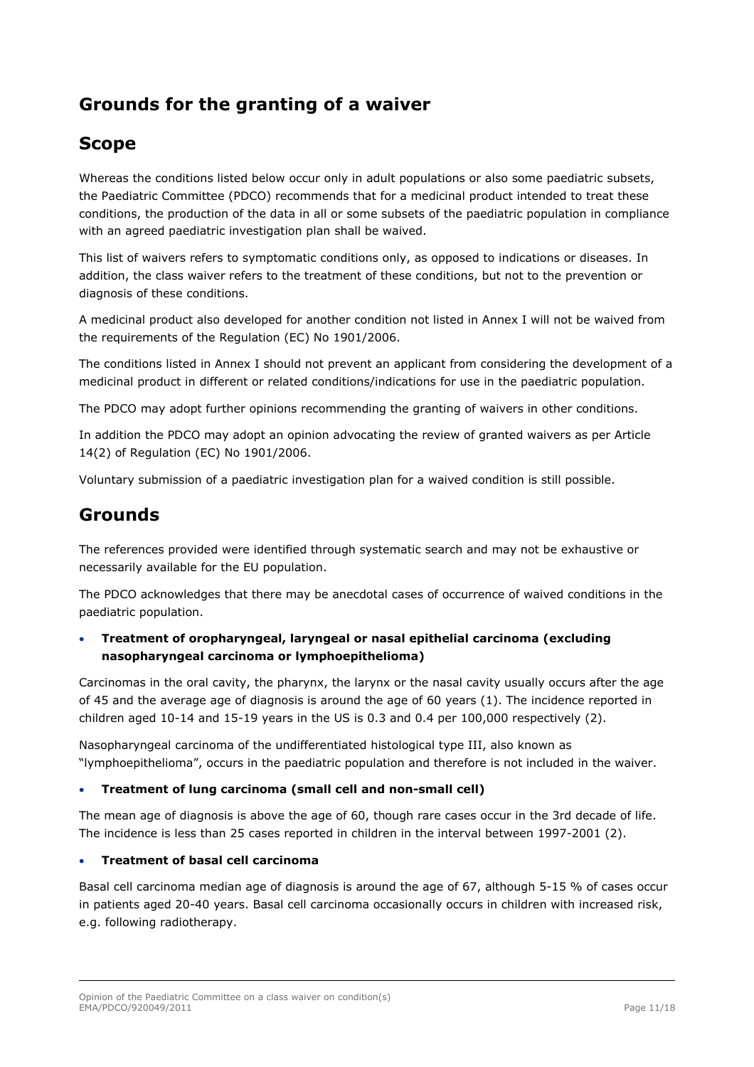# Grounds for the granting of a waiver

## Scope

Whereas the conditions listed below occur only in adult populations or also some paediatric subsets, the Paediatric Committee (PDCO) recommends that for a medicinal product intended to treat these conditions, the production of the data in all or some subsets of the paediatric population in compliance with an agreed paediatric investigation plan shall be waived.

This list of waivers refers to symptomatic conditions only, as opposed to indications or diseases. In addition, the class waiver refers to the treatment of these conditions, but not to the prevention or diagnosis of these conditions.

A medicinal product also developed for another condition not listed in Annex I will not be waived from the requirements of the Regulation (EC) No 1901/2006.

The conditions listed in Annex I should not prevent an applicant from considering the development of a medicinal product in different or related conditions/indications for use in the paediatric population.

The PDCO may adopt further opinions recommending the granting of waivers in other conditions.

In addition the PDCO may adopt an opinion advocating the review of granted waivers as per Article 14(2) of Regulation (EC) No 1901/2006.

Voluntary submission of a paediatric investigation plan for a waived condition is still possible.

## Grounds

The references provided were identified through systematic search and may not be exhaustive or necessarily available for the EU population.

The PDCO acknowledges that there may be anecdotal cases of occurrence of waived conditions in the paediatric population.

- **Treatment of oropharyngeal, laryngeal or nasal epithelial carcinoma (excluding nasopharyngeal carcinoma or lymphoepithelioma)**

Carcinomas in the oral cavity, the pharynx, the larynx or the nasal cavity usually occurs after the age of 45 and the average age of diagnosis is around the age of 60 years (1). The incidence reported in children aged 10-14 and 15-19 years in the US is 0.3 and 0.4 per 100,000 respectively (2).

Nasopharyngeal carcinoma of the undifferentiated histological type III, also known as "lymphoepithelioma", occurs in the paediatric population and therefore is not included in the waiver.

- **Treatment of lung carcinoma (small cell and non-small cell)**

The mean age of diagnosis is above the age of 60, though rare cases occur in the 3rd decade of life. The incidence is less than 25 cases reported in children in the interval between 1997-2001 (2).

- **Treatment of basal cell carcinoma**

Basal cell carcinoma median age of diagnosis is around the age of 67, although 5-15 % of cases occur in patients aged 20-40 years. Basal cell carcinoma occasionally occurs in children with increased risk, e.g. following radiotherapy.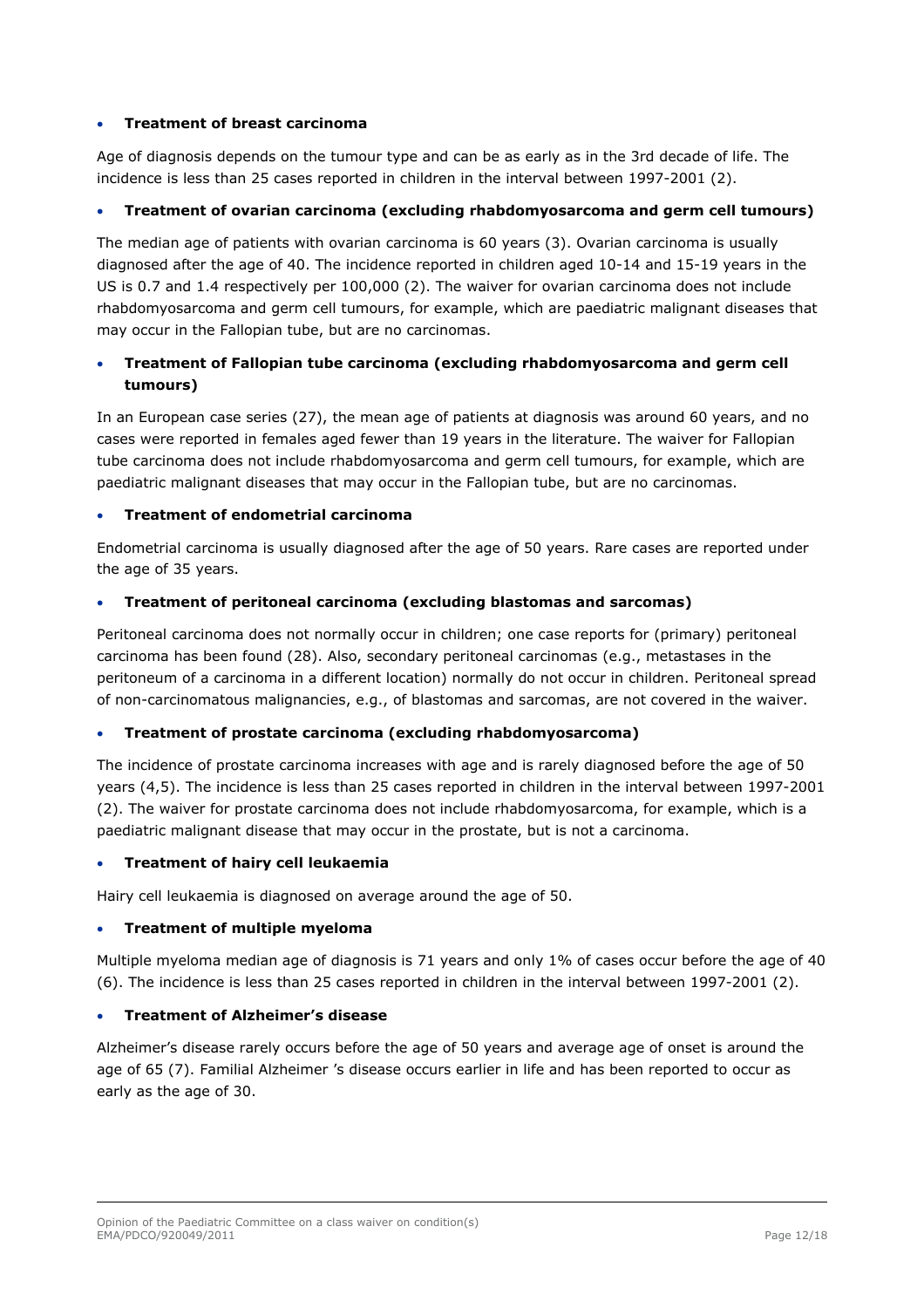- **Treatment of breast carcinoma**

Age of diagnosis depends on the tumour type and can be as early as in the 3rd decade of life. The incidence is less than 25 cases reported in children in the interval between 1997-2001 (2).

- **Treatment of ovarian carcinoma (excluding rhabdomyosarcoma and germ cell tumours)**

The median age of patients with ovarian carcinoma is 60 years (3). Ovarian carcinoma is usually diagnosed after the age of 40. The incidence reported in children aged 10-14 and 15-19 years in the US is 0.7 and 1.4 respectively per 100,000 (2). The waiver for ovarian carcinoma does not include rhabdomyosarcoma and germ cell tumours, for example, which are paediatric malignant diseases that may occur in the Fallopian tube, but are no carcinomas.

- **Treatment of Fallopian tube carcinoma (excluding rhabdomyosarcoma and germ cell tumours)**

In an European case series (27), the mean age of patients at diagnosis was around 60 years, and no cases were reported in females aged fewer than 19 years in the literature. The waiver for Fallopian tube carcinoma does not include rhabdomyosarcoma and germ cell tumours, for example, which are paediatric malignant diseases that may occur in the Fallopian tube, but are no carcinomas.

- **Treatment of endometrial carcinoma**

Endometrial carcinoma is usually diagnosed after the age of 50 years. Rare cases are reported under the age of 35 years.

- **Treatment of peritoneal carcinoma (excluding blastomas and sarcomas)**

Peritoneal carcinoma does not normally occur in children; one case reports for (primary) peritoneal carcinoma has been found (28). Also, secondary peritoneal carcinomas (e.g., metastases in the peritoneum of a carcinoma in a different location) normally do not occur in children. Peritoneal spread of non-carcinomatous malignancies, e.g., of blastomas and sarcomas, are not covered in the waiver.

- **Treatment of prostate carcinoma (excluding rhabdomyosarcoma)**

The incidence of prostate carcinoma increases with age and is rarely diagnosed before the age of 50 years (4,5). The incidence is less than 25 cases reported in children in the interval between 1997-2001 (2). The waiver for prostate carcinoma does not include rhabdomyosarcoma, for example, which is a paediatric malignant disease that may occur in the prostate, but is not a carcinoma.

- **Treatment of hairy cell leukaemia**

Hairy cell leukaemia is diagnosed on average around the age of 50.

- **Treatment of multiple myeloma**

Multiple myeloma median age of diagnosis is 71 years and only 1% of cases occur before the age of 40 (6). The incidence is less than 25 cases reported in children in the interval between 1997-2001 (2).

- **Treatment of Alzheimer's disease**

Alzheimer's disease rarely occurs before the age of 50 years and average age of onset is around the age of 65 (7). Familial Alzheimer 's disease occurs earlier in life and has been reported to occur as early as the age of 30.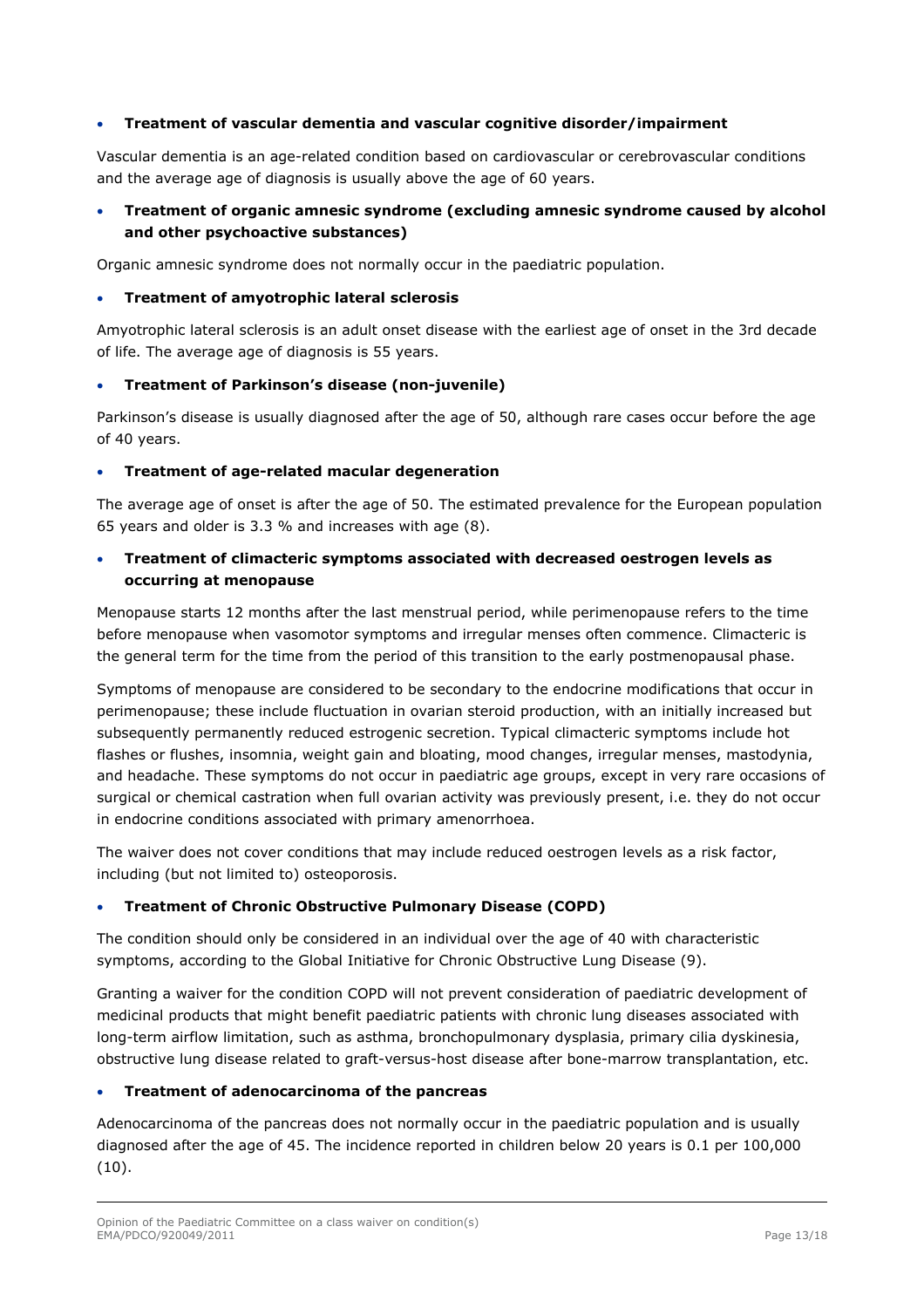- **Treatment of vascular dementia and vascular cognitive disorder/impairment**

Vascular dementia is an age-related condition based on cardiovascular or cerebrovascular conditions and the average age of diagnosis is usually above the age of 60 years.

- **Treatment of organic amnesic syndrome (excluding amnesic syndrome caused by alcohol and other psychoactive substances)**

Organic amnesic syndrome does not normally occur in the paediatric population.

- **Treatment of amyotrophic lateral sclerosis**

Amyotrophic lateral sclerosis is an adult onset disease with the earliest age of onset in the 3rd decade of life. The average age of diagnosis is 55 years.

- **Treatment of Parkinson's disease (non-juvenile)**

Parkinson's disease is usually diagnosed after the age of 50, although rare cases occur before the age of 40 years.

- **Treatment of age-related macular degeneration**

The average age of onset is after the age of 50. The estimated prevalence for the European population 65 years and older is 3.3 % and increases with age (8).

- **Treatment of climacteric symptoms associated with decreased oestrogen levels as occurring at menopause**

Menopause starts 12 months after the last menstrual period, while perimenopause refers to the time before menopause when vasomotor symptoms and irregular menses often commence. Climacteric is the general term for the time from the period of this transition to the early postmenopausal phase.

Symptoms of menopause are considered to be secondary to the endocrine modifications that occur in perimenopause; these include fluctuation in ovarian steroid production, with an initially increased but subsequently permanently reduced estrogenic secretion. Typical climacteric symptoms include hot flashes or flushes, insomnia, weight gain and bloating, mood changes, irregular menses, mastodynia, and headache. These symptoms do not occur in paediatric age groups, except in very rare occasions of surgical or chemical castration when full ovarian activity was previously present, i.e. they do not occur in endocrine conditions associated with primary amenorrhoea.

The waiver does not cover conditions that may include reduced oestrogen levels as a risk factor, including (but not limited to) osteoporosis.

- **Treatment of Chronic Obstructive Pulmonary Disease (COPD)**

The condition should only be considered in an individual over the age of 40 with characteristic symptoms, according to the Global Initiative for Chronic Obstructive Lung Disease (9).

Granting a waiver for the condition COPD will not prevent consideration of paediatric development of medicinal products that might benefit paediatric patients with chronic lung diseases associated with long-term airflow limitation, such as asthma, bronchopulmonary dysplasia, primary cilia dyskinesia, obstructive lung disease related to graft-versus-host disease after bone-marrow transplantation, etc.

- **Treatment of adenocarcinoma of the pancreas**

Adenocarcinoma of the pancreas does not normally occur in the paediatric population and is usually diagnosed after the age of 45. The incidence reported in children below 20 years is 0.1 per 100,000 (10).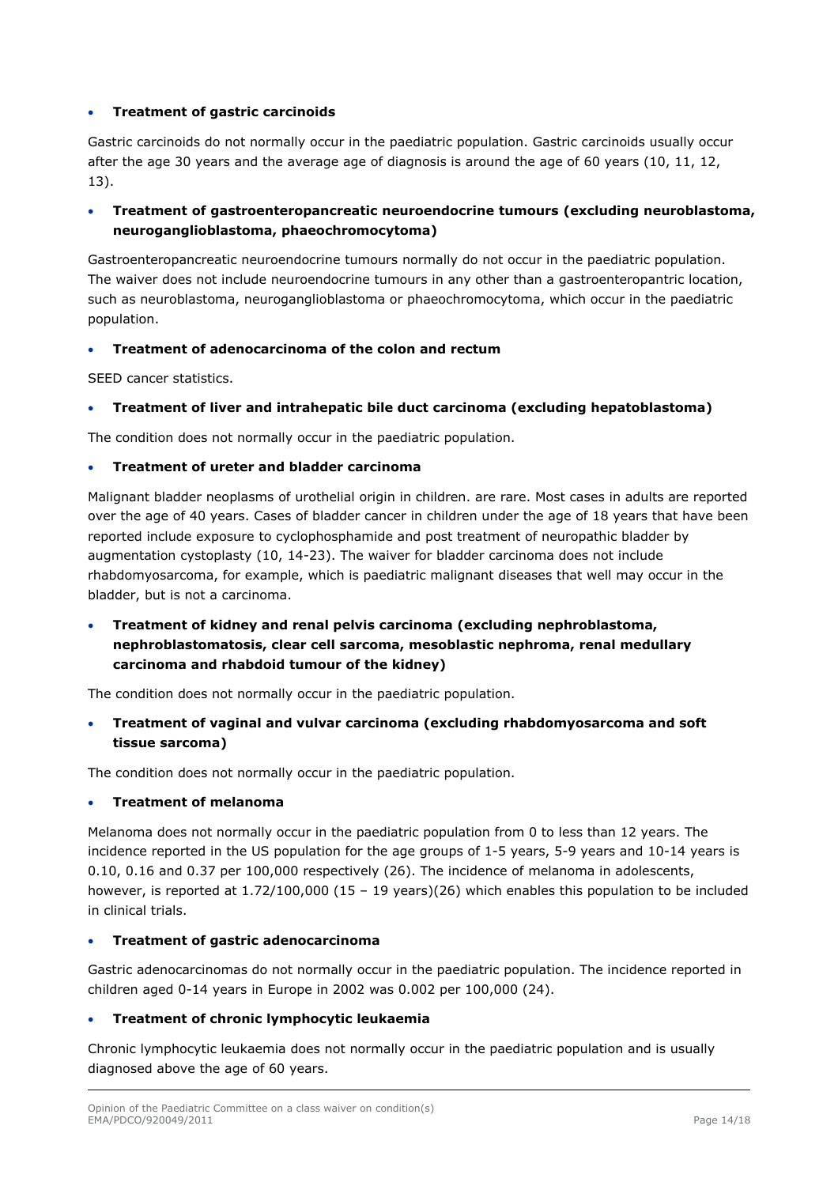- **Treatment of gastric carcinoids**

Gastric carcinoids do not normally occur in the paediatric population. Gastric carcinoids usually occur after the age 30 years and the average age of diagnosis is around the age of 60 years (10, 11, 12, 13).

- **Treatment of gastroenteropancreatic neuroendocrine tumours (excluding neuroblastoma, neuroganglioblastoma, phaeochromocytoma)**

Gastroenteropancreatic neuroendocrine tumours normally do not occur in the paediatric population. The waiver does not include neuroendocrine tumours in any other than a gastroenteropantric location, such as neuroblastoma, neuroganglioblastoma or phaeochromocytoma, which occur in the paediatric population.

- **Treatment of adenocarcinoma of the colon and rectum**

SEED cancer statistics.

- **Treatment of liver and intrahepatic bile duct carcinoma (excluding hepatoblastoma)**

The condition does not normally occur in the paediatric population.

- **Treatment of ureter and bladder carcinoma**

Malignant bladder neoplasms of urothelial origin in children. are rare. Most cases in adults are reported over the age of 40 years. Cases of bladder cancer in children under the age of 18 years that have been reported include exposure to cyclophosphamide and post treatment of neuropathic bladder by augmentation cystoplasty (10, 14-23). The waiver for bladder carcinoma does not include rhabdomyosarcoma, for example, which is paediatric malignant diseases that well may occur in the bladder, but is not a carcinoma.

- **Treatment of kidney and renal pelvis carcinoma (excluding nephroblastoma, nephroblastomatosis, clear cell sarcoma, mesoblastic nephroma, renal medullary carcinoma and rhabdoid tumour of the kidney)**

The condition does not normally occur in the paediatric population.

- **Treatment of vaginal and vulvar carcinoma (excluding rhabdomyosarcoma and soft tissue sarcoma)**

The condition does not normally occur in the paediatric population.

- **Treatment of melanoma**

Melanoma does not normally occur in the paediatric population from 0 to less than 12 years. The incidence reported in the US population for the age groups of 1-5 years, 5-9 years and 10-14 years is 0.10, 0.16 and 0.37 per 100,000 respectively (26). The incidence of melanoma in adolescents, however, is reported at 1.72/100,000 (15 – 19 years)(26) which enables this population to be included in clinical trials.

- **Treatment of gastric adenocarcinoma**

Gastric adenocarcinomas do not normally occur in the paediatric population. The incidence reported in children aged 0-14 years in Europe in 2002 was 0.002 per 100,000 (24).

- **Treatment of chronic lymphocytic leukaemia**

Chronic lymphocytic leukaemia does not normally occur in the paediatric population and is usually diagnosed above the age of 60 years.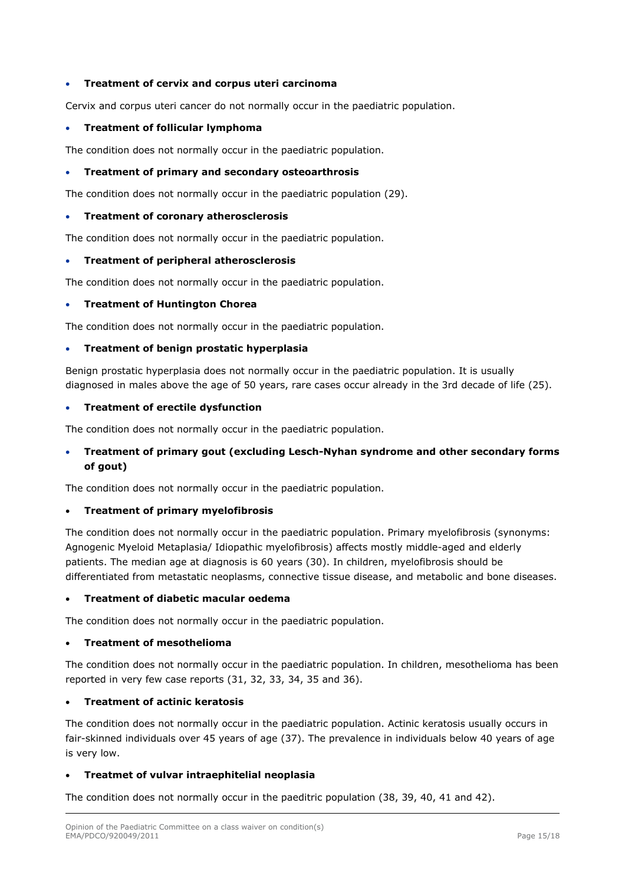- **Treatment of cervix and corpus uteri carcinoma**

Cervix and corpus uteri cancer do not normally occur in the paediatric population.

- **Treatment of follicular lymphoma**

The condition does not normally occur in the paediatric population.

- **Treatment of primary and secondary osteoarthrosis**

The condition does not normally occur in the paediatric population (29).

- **Treatment of coronary atherosclerosis**

The condition does not normally occur in the paediatric population.

- **Treatment of peripheral atherosclerosis**

The condition does not normally occur in the paediatric population.

- **Treatment of Huntington Chorea**

The condition does not normally occur in the paediatric population.

- **Treatment of benign prostatic hyperplasia**

Benign prostatic hyperplasia does not normally occur in the paediatric population. It is usually diagnosed in males above the age of 50 years, rare cases occur already in the 3rd decade of life (25).

- **Treatment of erectile dysfunction**

The condition does not normally occur in the paediatric population.

- **Treatment of primary gout (excluding Lesch-Nyhan syndrome and other secondary forms of gout)**

The condition does not normally occur in the paediatric population.

- **Treatment of primary myelofibrosis**

The condition does not normally occur in the paediatric population. Primary myelofibrosis (synonyms: Agnogenic Myeloid Metaplasia/ Idiopathic myelofibrosis) affects mostly middle-aged and elderly patients. The median age at diagnosis is 60 years (30). In children, myelofibrosis should be differentiated from metastatic neoplasms, connective tissue disease, and metabolic and bone diseases.

- **Treatment of diabetic macular oedema**

The condition does not normally occur in the paediatric population.

- **Treatment of mesothelioma**

The condition does not normally occur in the paediatric population. In children, mesothelioma has been reported in very few case reports (31, 32, 33, 34, 35 and 36).

- **Treatment of actinic keratosis**

The condition does not normally occur in the paediatric population. Actinic keratosis usually occurs in fair-skinned individuals over 45 years of age (37). The prevalence in individuals below 40 years of age is very low.

- **Treatmet of vulvar intraephitelial neoplasia**

The condition does not normally occur in the paeditric population (38, 39, 40, 41 and 42).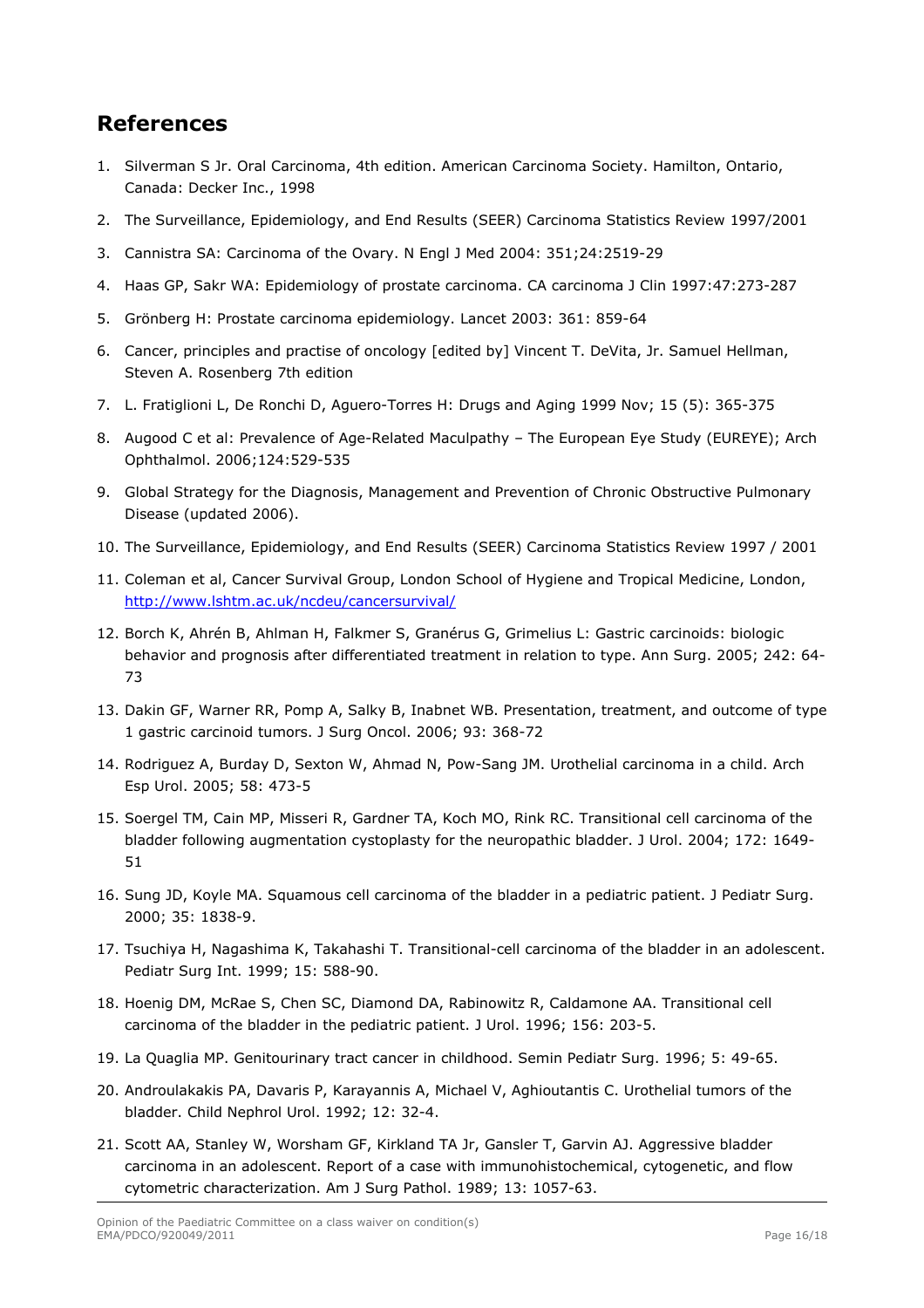## References

1. Silverman S Jr. Oral Carcinoma, 4th edition. American Carcinoma Society. Hamilton, Ontario, Canada: Decker Inc., 1998
2. The Surveillance, Epidemiology, and End Results (SEER) Carcinoma Statistics Review 1997/2001
3. Cannistra SA: Carcinoma of the Ovary. N Engl J Med 2004: 351;24:2519-29
4. Haas GP, Sakr WA: Epidemiology of prostate carcinoma. CA carcinoma J Clin 1997:47:273-287
5. Grönberg H: Prostate carcinoma epidemiology. Lancet 2003: 361: 859-64
6. Cancer, principles and practise of oncology [edited by] Vincent T. DeVita, Jr. Samuel Hellman, Steven A. Rosenberg 7th edition
7. L. Fratiglioni L, De Ronchi D, Aguero-Torres H: Drugs and Aging 1999 Nov; 15 (5): 365-375
8. Augood C et al: Prevalence of Age-Related Maculpathy – The European Eye Study (EUREYE); Arch Ophthalmol. 2006;124:529-535
9. Global Strategy for the Diagnosis, Management and Prevention of Chronic Obstructive Pulmonary Disease (updated 2006).
10. The Surveillance, Epidemiology, and End Results (SEER) Carcinoma Statistics Review 1997 / 2001
11. Coleman et al, Cancer Survival Group, London School of Hygiene and Tropical Medicine, London, http://www.lshtm.ac.uk/ncdeu/cancersurvival/
12. Borch K, Ahrén B, Ahlman H, Falkmer S, Granérus G, Grimelius L: Gastric carcinoids: biologic behavior and prognosis after differentiated treatment in relation to type. Ann Surg. 2005; 242: 64-73
13. Dakin GF, Warner RR, Pomp A, Salky B, Inabnet WB. Presentation, treatment, and outcome of type 1 gastric carcinoid tumors. J Surg Oncol. 2006; 93: 368-72
14. Rodriguez A, Burday D, Sexton W, Ahmad N, Pow-Sang JM. Urothelial carcinoma in a child. Arch Esp Urol. 2005; 58: 473-5
15. Soergel TM, Cain MP, Misseri R, Gardner TA, Koch MO, Rink RC. Transitional cell carcinoma of the bladder following augmentation cystoplasty for the neuropathic bladder. J Urol. 2004; 172: 1649-51
16. Sung JD, Koyle MA. Squamous cell carcinoma of the bladder in a pediatric patient. J Pediatr Surg. 2000; 35: 1838-9.
17. Tsuchiya H, Nagashima K, Takahashi T. Transitional-cell carcinoma of the bladder in an adolescent. Pediatr Surg Int. 1999; 15: 588-90.
18. Hoenig DM, McRae S, Chen SC, Diamond DA, Rabinowitz R, Caldamone AA. Transitional cell carcinoma of the bladder in the pediatric patient. J Urol. 1996; 156: 203-5.
19. La Quaglia MP. Genitourinary tract cancer in childhood. Semin Pediatr Surg. 1996; 5: 49-65.
20. Androulakakis PA, Davaris P, Karayannis A, Michael V, Aghioutantis C. Urothelial tumors of the bladder. Child Nephrol Urol. 1992; 12: 32-4.
21. Scott AA, Stanley W, Worsham GF, Kirkland TA Jr, Gansler T, Garvin AJ. Aggressive bladder carcinoma in an adolescent. Report of a case with immunohistochemical, cytogenetic, and flow cytometric characterization. Am J Surg Pathol. 1989; 13: 1057-63.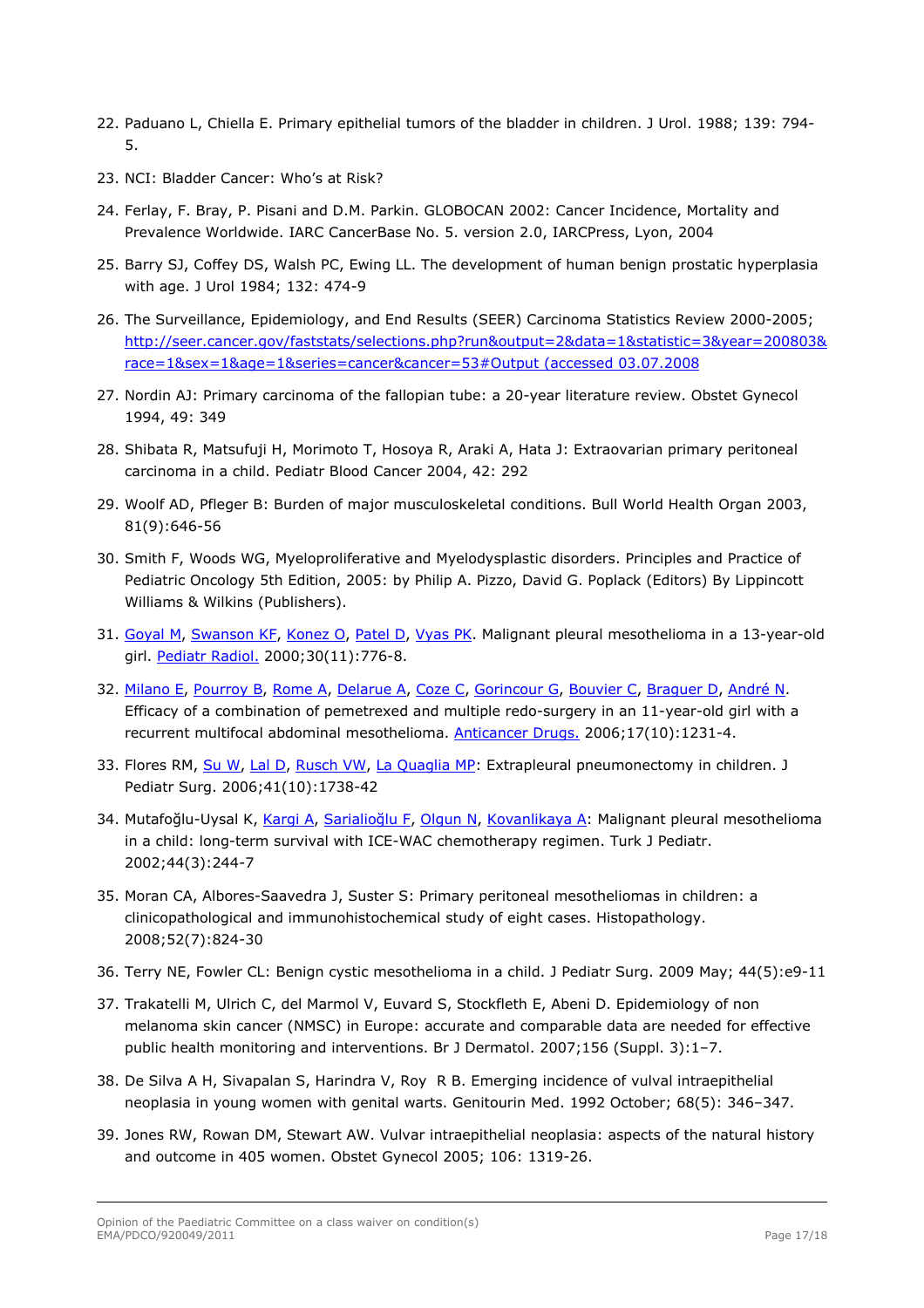22. Paduano L, Chiella E. Primary epithelial tumors of the bladder in children. J Urol. 1988; 139: 794-5.
23. NCI: Bladder Cancer: Who's at Risk?
24. Ferlay, F. Bray, P. Pisani and D.M. Parkin. GLOBOCAN 2002: Cancer Incidence, Mortality and Prevalence Worldwide. IARC CancerBase No. 5. version 2.0, IARCPress, Lyon, 2004
25. Barry SJ, Coffey DS, Walsh PC, Ewing LL. The development of human benign prostatic hyperplasia with age. J Urol 1984; 132: 474-9
26. The Surveillance, Epidemiology, and End Results (SEER) Carcinoma Statistics Review 2000-2005; http://seer.cancer.gov/faststats/selections.php?run&output=2&data=1&statistic=3&year=200803&race=1&sex=1&age=1&series=cancer&cancer=53#Output (accessed 03.07.2008
27. Nordin AJ: Primary carcinoma of the fallopian tube: a 20-year literature review. Obstet Gynecol 1994, 49: 349
28. Shibata R, Matsufuji H, Morimoto T, Hosoya R, Araki A, Hata J: Extraovarian primary peritoneal carcinoma in a child. Pediatr Blood Cancer 2004, 42: 292
29. Woolf AD, Pfleger B: Burden of major musculoskeletal conditions. Bull World Health Organ 2003, 81(9):646-56
30. Smith F, Woods WG, Myeloproliferative and Myelodysplastic disorders. Principles and Practice of Pediatric Oncology 5th Edition, 2005: by Philip A. Pizzo, David G. Poplack (Editors) By Lippincott Williams & Wilkins (Publishers).
31. Goyal M, Swanson KF, Konez O, Patel D, Vyas PK. Malignant pleural mesothelioma in a 13-year-old girl. Pediatr Radiol. 2000;30(11):776-8.
32. Milano E, Pourroy B, Rome A, Delarue A, Coze C, Gorincour G, Bouvier C, Braguer D, André N. Efficacy of a combination of pemetrexed and multiple redo-surgery in an 11-year-old girl with a recurrent multifocal abdominal mesothelioma. Anticancer Drugs. 2006;17(10):1231-4.
33. Flores RM, Su W, Lal D, Rusch VW, La Quaglia MP: Extrapleural pneumonectomy in children. J Pediatr Surg. 2006;41(10):1738-42
34. Mutafoğlu-Uysal K, Kargi A, Sarialioğlu F, Olgun N, Kovanlikaya A: Malignant pleural mesothelioma in a child: long-term survival with ICE-WAC chemotherapy regimen. Turk J Pediatr. 2002;44(3):244-7
35. Moran CA, Albores-Saavedra J, Suster S: Primary peritoneal mesotheliomas in children: a clinicopathological and immunohistochemical study of eight cases. Histopathology. 2008;52(7):824-30
36. Terry NE, Fowler CL: Benign cystic mesothelioma in a child. J Pediatr Surg. 2009 May; 44(5):e9-11
37. Trakatelli M, Ulrich C, del Marmol V, Euvard S, Stockfleth E, Abeni D. Epidemiology of non melanoma skin cancer (NMSC) in Europe: accurate and comparable data are needed for effective public health monitoring and interventions. Br J Dermatol. 2007;156 (Suppl. 3):1–7.
38. De Silva A H, Sivapalan S, Harindra V, Roy R B. Emerging incidence of vulval intraepithelial neoplasia in young women with genital warts. Genitourin Med. 1992 October; 68(5): 346–347.
39. Jones RW, Rowan DM, Stewart AW. Vulvar intraepithelial neoplasia: aspects of the natural history and outcome in 405 women. Obstet Gynecol 2005; 106: 1319-26.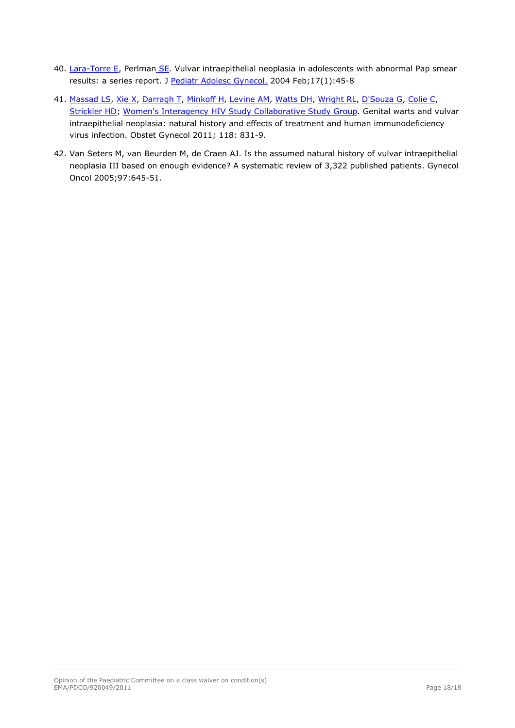40. Lara-Torre E, Perlman SE. Vulvar intraepithelial neoplasia in adolescents with abnormal Pap smear results: a series report. J Pediatr Adolesc Gynecol. 2004 Feb;17(1):45-8

41. Massad LS, Xie X, Darragh T, Minkoff H, Levine AM, Watts DH, Wright RL, D'Souza G, Colie C, Strickler HD; Women's Interagency HIV Study Collaborative Study Group. Genital warts and vulvar intraepithelial neoplasia: natural history and effects of treatment and human immunodeficiency virus infection. Obstet Gynecol 2011; 118: 831-9.

42. Van Seters M, van Beurden M, de Craen AJ. Is the assumed natural history of vulvar intraepithelial neoplasia III based on enough evidence? A systematic review of 3,322 published patients. Gynecol Oncol 2005;97:645-51.